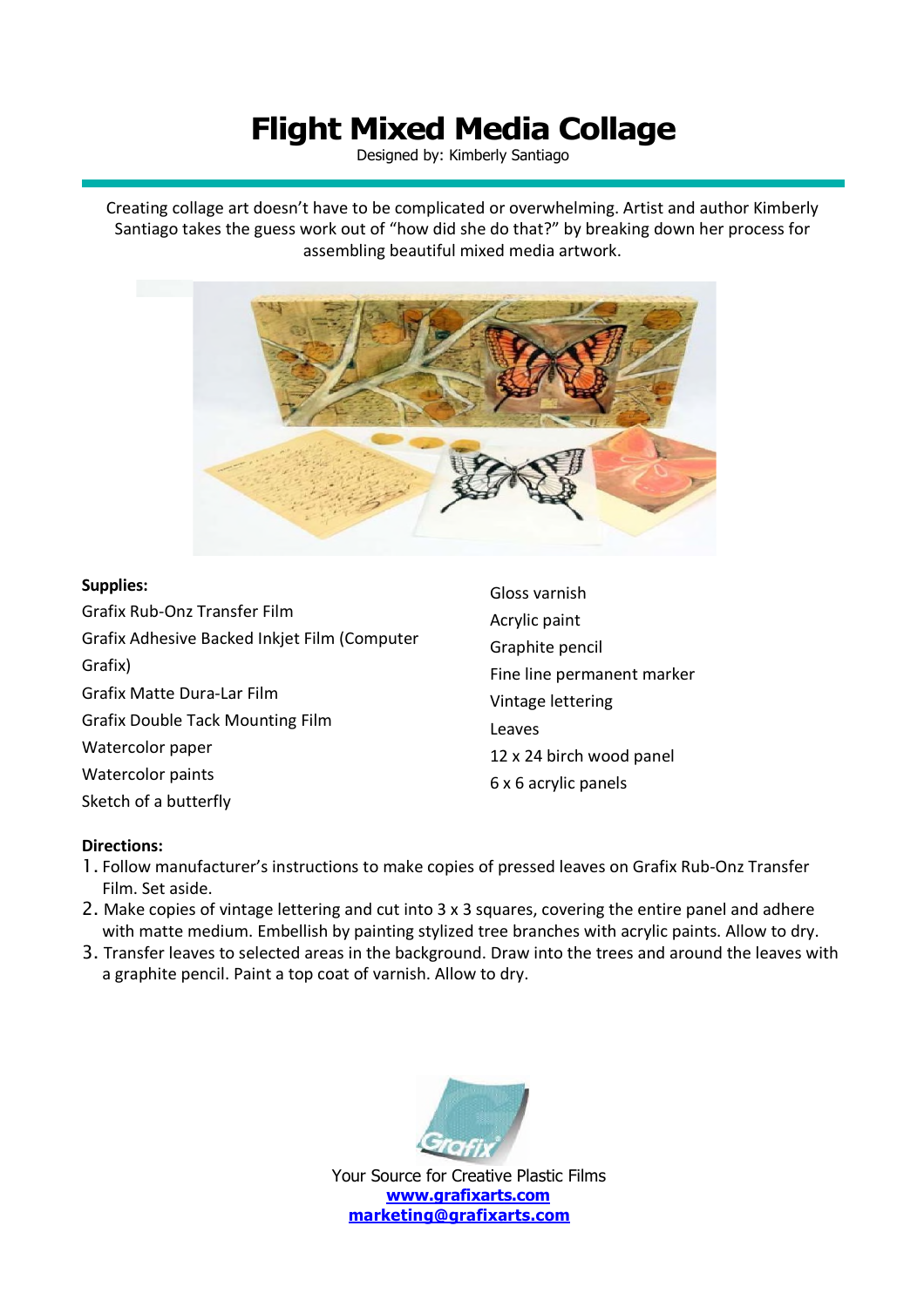# Flight Mixed Media Collage

Designed by: Kimberly Santiago

Creating collage art doesn't have to be complicated or overwhelming. Artist and author Kimberly Santiago takes the guess work out of "how did she do that?" by breaking down her process for assembling beautiful mixed media artwork.

**Supplies:**

Grafix Rub-Onz Transfer Film
Grafix Adhesive Backed Inkjet Film (Computer Grafix)
Grafix Matte Dura-Lar Film
Grafix Double Tack Mounting Film
Watercolor paper
Watercolor paints
Sketch of a butterfly
Gloss varnish
Acrylic paint
Graphite pencil
Fine line permanent marker
Vintage lettering
Leaves
12 x 24 birch wood panel
6 x 6 acrylic panels

**Directions:**

1. Follow manufacturer's instructions to make copies of pressed leaves on Grafix Rub-Onz Transfer Film. Set aside.
2. Make copies of vintage lettering and cut into 3 x 3 squares, covering the entire panel and adhere with matte medium. Embellish by painting stylized tree branches with acrylic paints. Allow to dry.
3. Transfer leaves to selected areas in the background. Draw into the trees and around the leaves with a graphite pencil. Paint a top coat of varnish. Allow to dry.

Your Source for Creative Plastic Films
**www.grafixarts.com**
**marketing@grafixarts.com**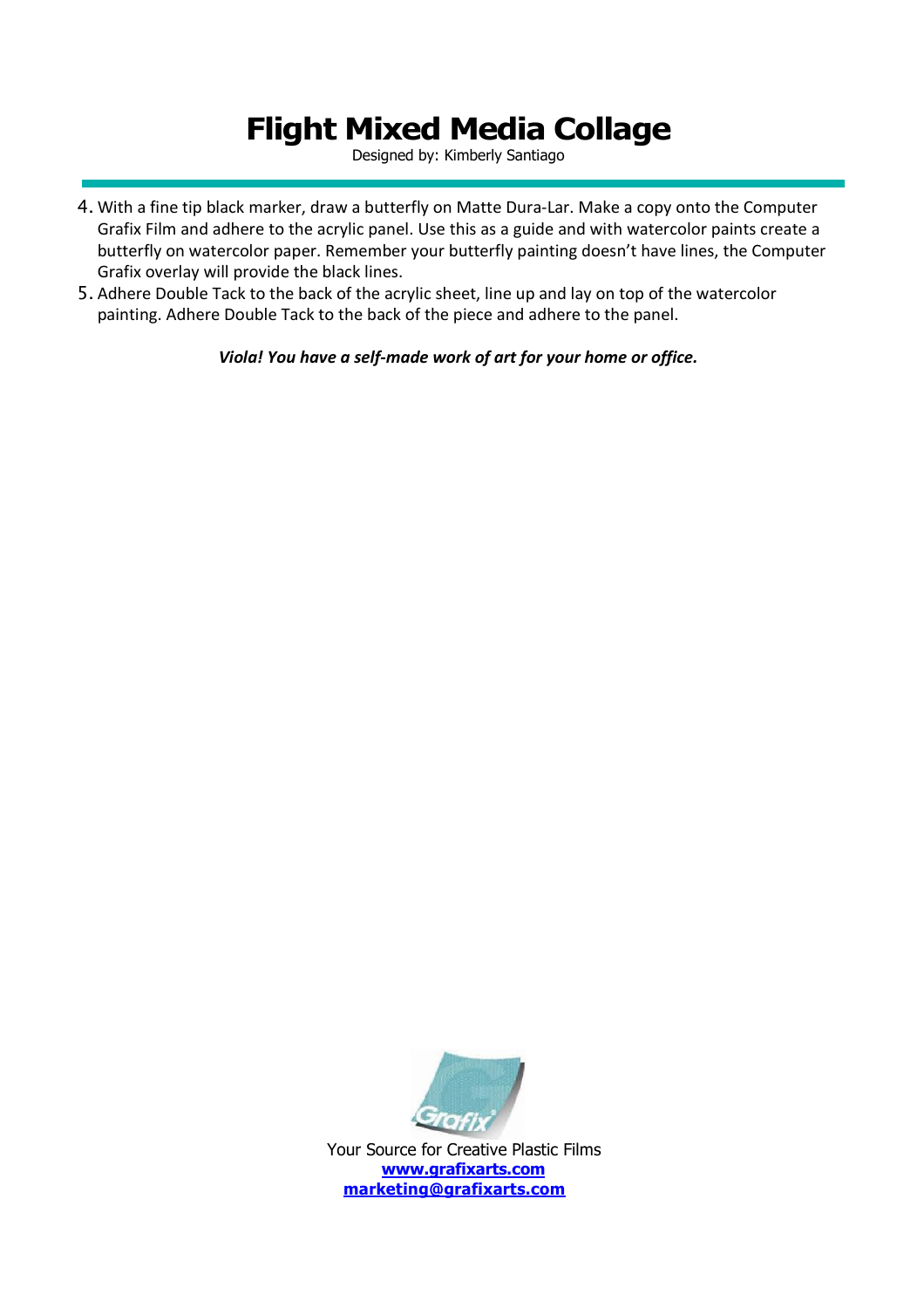# Flight Mixed Media Collage

Designed by: Kimberly Santiago

4. With a fine tip black marker, draw a butterfly on Matte Dura-Lar. Make a copy onto the Computer Grafix Film and adhere to the acrylic panel. Use this as a guide and with watercolor paints create a butterfly on watercolor paper. Remember your butterfly painting doesn't have lines, the Computer Grafix overlay will provide the black lines.
5. Adhere Double Tack to the back of the acrylic sheet, line up and lay on top of the watercolor painting. Adhere Double Tack to the back of the piece and adhere to the panel.

***Viola! You have a self-made work of art for your home or office.***

Your Source for Creative Plastic Films

**www.grafixarts.com**

**marketing@grafixarts.com**